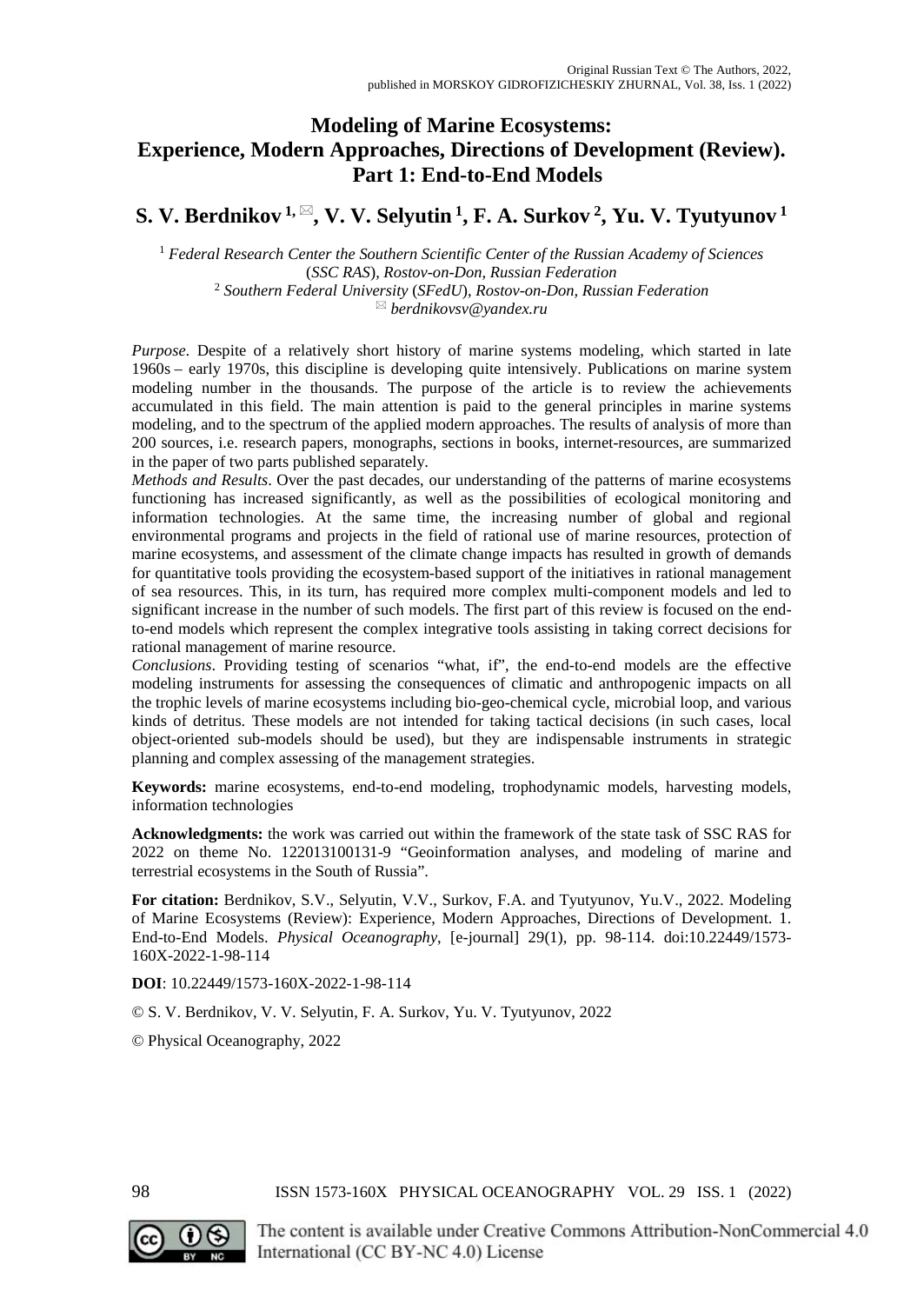Original Russian Text © The Authors, 2022,
published in MORSKOY GIDROFIZICHESKIY ZHURNAL, Vol. 38, Iss. 1 (2022)

# Modeling of Marine Ecosystems: Experience, Modern Approaches, Directions of Development (Review). Part 1: End-to-End Models

## S. V. Berdnikov [1, ✉], V. V. Selyutin [1], F. A. Surkov [2], Yu. V. Tyutyunov [1]

[1] *Federal Research Center the Southern Scientific Center of the Russian Academy of Sciences* (*SSC RAS*)*, Rostov-on-Don, Russian Federation*
[2] *Southern Federal University* (*SFedU*)*, Rostov-on-Don, Russian Federation*
✉ *berdnikovsv@yandex.ru*

*Purpose*. Despite of a relatively short history of marine systems modeling, which started in late 1960s – early 1970s, this discipline is developing quite intensively. Publications on marine system modeling number in the thousands. The purpose of the article is to review the achievements accumulated in this field. The main attention is paid to the general principles in marine systems modeling, and to the spectrum of the applied modern approaches. The results of analysis of more than 200 sources, i.e. research papers, monographs, sections in books, internet-resources, are summarized in the paper of two parts published separately.

*Methods and Results*. Over the past decades, our understanding of the patterns of marine ecosystems functioning has increased significantly, as well as the possibilities of ecological monitoring and information technologies. At the same time, the increasing number of global and regional environmental programs and projects in the field of rational use of marine resources, protection of marine ecosystems, and assessment of the climate change impacts has resulted in growth of demands for quantitative tools providing the ecosystem-based support of the initiatives in rational management of sea resources. This, in its turn, has required more complex multi-component models and led to significant increase in the number of such models. The first part of this review is focused on the end-to-end models which represent the complex integrative tools assisting in taking correct decisions for rational management of marine resource.

*Conclusions*. Providing testing of scenarios "what, if", the end-to-end models are the effective modeling instruments for assessing the consequences of climatic and anthropogenic impacts on all the trophic levels of marine ecosystems including bio-geo-chemical cycle, microbial loop, and various kinds of detritus. These models are not intended for taking tactical decisions (in such cases, local object-oriented sub-models should be used), but they are indispensable instruments in strategic planning and complex assessing of the management strategies.

**Keywords:** marine ecosystems, end-to-end modeling, trophodynamic models, harvesting models, information technologies

**Acknowledgments:** the work was carried out within the framework of the state task of SSC RAS for 2022 on theme No. 122013100131-9 "Geoinformation analyses, and modeling of marine and terrestrial ecosystems in the South of Russia".

**For citation:** Berdnikov, S.V., Selyutin, V.V., Surkov, F.A. and Tyutyunov, Yu.V., 2022. Modeling of Marine Ecosystems (Review): Experience, Modern Approaches, Directions of Development. 1. End-to-End Models. *Physical Oceanography*, [e-journal] 29(1), pp. 98-114. doi:10.22449/1573-160X-2022-1-98-114

**DOI**: 10.22449/1573-160X-2022-1-98-114

© S. V. Berdnikov, V. V. Selyutin, F. A. Surkov, Yu. V. Tyutyunov, 2022

© Physical Oceanography, 2022

The content is available under Creative Commons Attribution-NonCommercial 4.0 International (CC BY-NC 4.0) License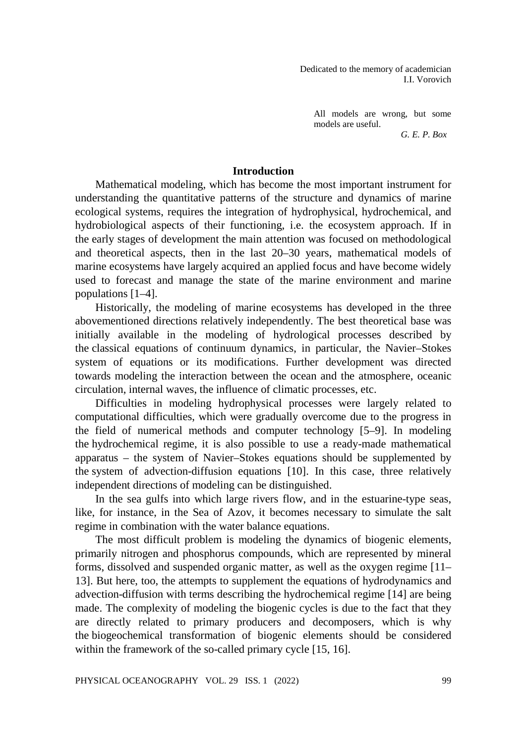Dedicated to the memory of academician
I.I. Vorovich

> All models are wrong, but some models are useful.
>
> *G. E. P. Box*

## Introduction

Mathematical modeling, which has become the most important instrument for understanding the quantitative patterns of the structure and dynamics of marine ecological systems, requires the integration of hydrophysical, hydrochemical, and hydrobiological aspects of their functioning, i.e. the ecosystem approach. If in the early stages of development the main attention was focused on methodological and theoretical aspects, then in the last 20–30 years, mathematical models of marine ecosystems have largely acquired an applied focus and have become widely used to forecast and manage the state of the marine environment and marine populations [1–4].

Historically, the modeling of marine ecosystems has developed in the three abovementioned directions relatively independently. The best theoretical base was initially available in the modeling of hydrological processes described by the classical equations of continuum dynamics, in particular, the Navier–Stokes system of equations or its modifications. Further development was directed towards modeling the interaction between the ocean and the atmosphere, oceanic circulation, internal waves, the influence of climatic processes, etc.

Difficulties in modeling hydrophysical processes were largely related to computational difficulties, which were gradually overcome due to the progress in the field of numerical methods and computer technology [5–9]. In modeling the hydrochemical regime, it is also possible to use a ready-made mathematical apparatus – the system of Navier–Stokes equations should be supplemented by the system of advection-diffusion equations [10]. In this case, three relatively independent directions of modeling can be distinguished.

In the sea gulfs into which large rivers flow, and in the estuarine-type seas, like, for instance, in the Sea of Azov, it becomes necessary to simulate the salt regime in combination with the water balance equations.

The most difficult problem is modeling the dynamics of biogenic elements, primarily nitrogen and phosphorus compounds, which are represented by mineral forms, dissolved and suspended organic matter, as well as the oxygen regime [11–13]. But here, too, the attempts to supplement the equations of hydrodynamics and advection-diffusion with terms describing the hydrochemical regime [14] are being made. The complexity of modeling the biogenic cycles is due to the fact that they are directly related to primary producers and decomposers, which is why the biogeochemical transformation of biogenic elements should be considered within the framework of the so-called primary cycle [15, 16].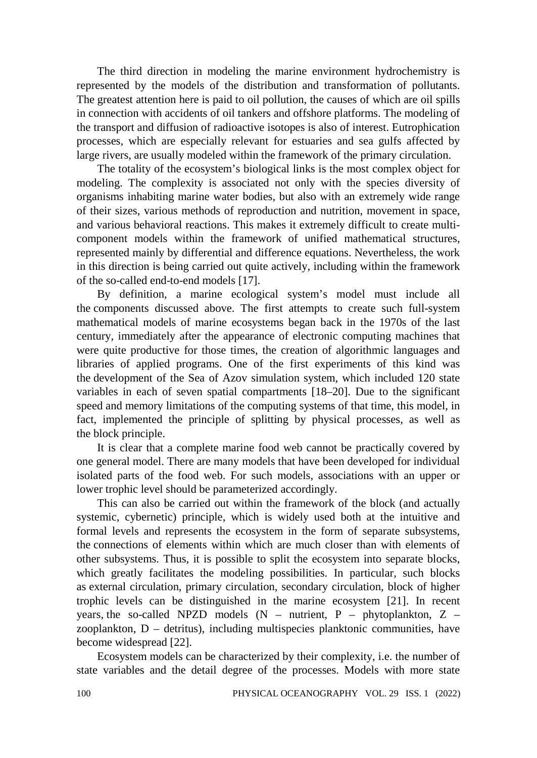The third direction in modeling the marine environment hydrochemistry is represented by the models of the distribution and transformation of pollutants. The greatest attention here is paid to oil pollution, the causes of which are oil spills in connection with accidents of oil tankers and offshore platforms. The modeling of the transport and diffusion of radioactive isotopes is also of interest. Eutrophication processes, which are especially relevant for estuaries and sea gulfs affected by large rivers, are usually modeled within the framework of the primary circulation.

The totality of the ecosystem's biological links is the most complex object for modeling. The complexity is associated not only with the species diversity of organisms inhabiting marine water bodies, but also with an extremely wide range of their sizes, various methods of reproduction and nutrition, movement in space, and various behavioral reactions. This makes it extremely difficult to create multi-component models within the framework of unified mathematical structures, represented mainly by differential and difference equations. Nevertheless, the work in this direction is being carried out quite actively, including within the framework of the so-called end-to-end models [17].

By definition, a marine ecological system's model must include all the components discussed above. The first attempts to create such full-system mathematical models of marine ecosystems began back in the 1970s of the last century, immediately after the appearance of electronic computing machines that were quite productive for those times, the creation of algorithmic languages and libraries of applied programs. One of the first experiments of this kind was the development of the Sea of Azov simulation system, which included 120 state variables in each of seven spatial compartments [18–20]. Due to the significant speed and memory limitations of the computing systems of that time, this model, in fact, implemented the principle of splitting by physical processes, as well as the block principle.

It is clear that a complete marine food web cannot be practically covered by one general model. There are many models that have been developed for individual isolated parts of the food web. For such models, associations with an upper or lower trophic level should be parameterized accordingly.

This can also be carried out within the framework of the block (and actually systemic, cybernetic) principle, which is widely used both at the intuitive and formal levels and represents the ecosystem in the form of separate subsystems, the connections of elements within which are much closer than with elements of other subsystems. Thus, it is possible to split the ecosystem into separate blocks, which greatly facilitates the modeling possibilities. In particular, such blocks as external circulation, primary circulation, secondary circulation, block of higher trophic levels can be distinguished in the marine ecosystem [21]. In recent years, the so-called NPZD models (N – nutrient, P – phytoplankton, Z – zooplankton, D – detritus), including multispecies planktonic communities, have become widespread [22].

Ecosystem models can be characterized by their complexity, i.e. the number of state variables and the detail degree of the processes. Models with more state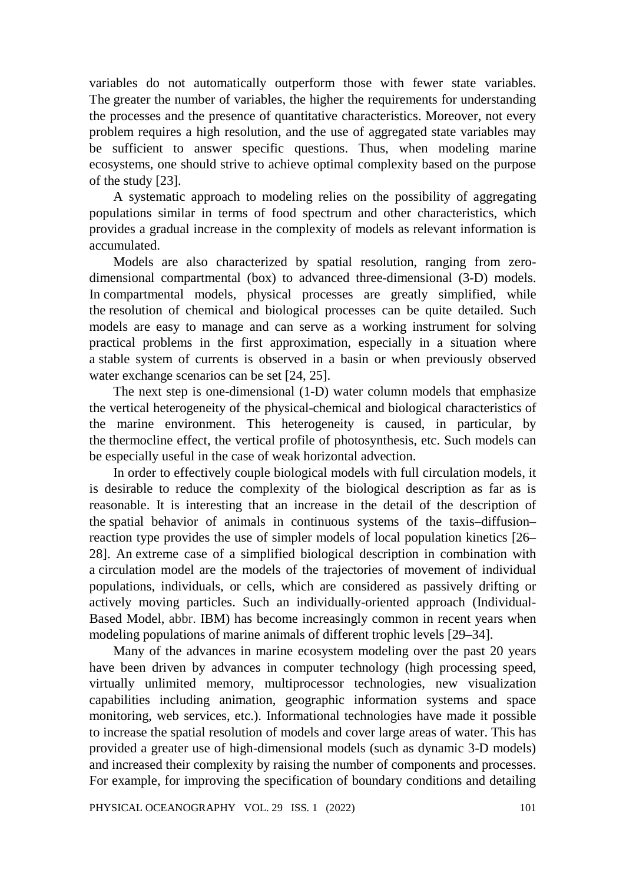variables do not automatically outperform those with fewer state variables. The greater the number of variables, the higher the requirements for understanding the processes and the presence of quantitative characteristics. Moreover, not every problem requires a high resolution, and the use of aggregated state variables may be sufficient to answer specific questions. Thus, when modeling marine ecosystems, one should strive to achieve optimal complexity based on the purpose of the study [23].

A systematic approach to modeling relies on the possibility of aggregating populations similar in terms of food spectrum and other characteristics, which provides a gradual increase in the complexity of models as relevant information is accumulated.

Models are also characterized by spatial resolution, ranging from zero-dimensional compartmental (box) to advanced three-dimensional (3-D) models. In compartmental models, physical processes are greatly simplified, while the resolution of chemical and biological processes can be quite detailed. Such models are easy to manage and can serve as a working instrument for solving practical problems in the first approximation, especially in a situation where a stable system of currents is observed in a basin or when previously observed water exchange scenarios can be set [24, 25].

The next step is one-dimensional (1-D) water column models that emphasize the vertical heterogeneity of the physical-chemical and biological characteristics of the marine environment. This heterogeneity is caused, in particular, by the thermocline effect, the vertical profile of photosynthesis, etc. Such models can be especially useful in the case of weak horizontal advection.

In order to effectively couple biological models with full circulation models, it is desirable to reduce the complexity of the biological description as far as is reasonable. It is interesting that an increase in the detail of the description of the spatial behavior of animals in continuous systems of the taxis–diffusion–reaction type provides the use of simpler models of local population kinetics [26–28]. An extreme case of a simplified biological description in combination with a circulation model are the models of the trajectories of movement of individual populations, individuals, or cells, which are considered as passively drifting or actively moving particles. Such an individually-oriented approach (Individual-Based Model, abbr. IBM) has become increasingly common in recent years when modeling populations of marine animals of different trophic levels [29–34].

Many of the advances in marine ecosystem modeling over the past 20 years have been driven by advances in computer technology (high processing speed, virtually unlimited memory, multiprocessor technologies, new visualization capabilities including animation, geographic information systems and space monitoring, web services, etc.). Informational technologies have made it possible to increase the spatial resolution of models and cover large areas of water. This has provided a greater use of high-dimensional models (such as dynamic 3-D models) and increased their complexity by raising the number of components and processes. For example, for improving the specification of boundary conditions and detailing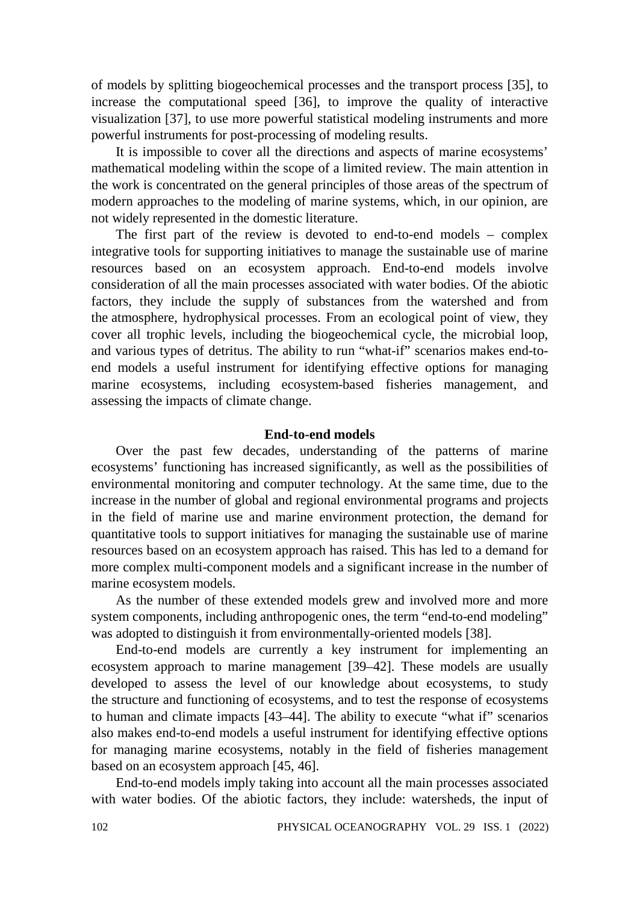of models by splitting biogeochemical processes and the transport process [35], to increase the computational speed [36], to improve the quality of interactive visualization [37], to use more powerful statistical modeling instruments and more powerful instruments for post-processing of modeling results.

It is impossible to cover all the directions and aspects of marine ecosystems' mathematical modeling within the scope of a limited review. The main attention in the work is concentrated on the general principles of those areas of the spectrum of modern approaches to the modeling of marine systems, which, in our opinion, are not widely represented in the domestic literature.

The first part of the review is devoted to end-to-end models – complex integrative tools for supporting initiatives to manage the sustainable use of marine resources based on an ecosystem approach. End-to-end models involve consideration of all the main processes associated with water bodies. Of the abiotic factors, they include the supply of substances from the watershed and from the atmosphere, hydrophysical processes. From an ecological point of view, they cover all trophic levels, including the biogeochemical cycle, the microbial loop, and various types of detritus. The ability to run "what-if" scenarios makes end-to-end models a useful instrument for identifying effective options for managing marine ecosystems, including ecosystem-based fisheries management, and assessing the impacts of climate change.

## End-to-end models

Over the past few decades, understanding of the patterns of marine ecosystems' functioning has increased significantly, as well as the possibilities of environmental monitoring and computer technology. At the same time, due to the increase in the number of global and regional environmental programs and projects in the field of marine use and marine environment protection, the demand for quantitative tools to support initiatives for managing the sustainable use of marine resources based on an ecosystem approach has raised. This has led to a demand for more complex multi-component models and a significant increase in the number of marine ecosystem models.

As the number of these extended models grew and involved more and more system components, including anthropogenic ones, the term "end-to-end modeling" was adopted to distinguish it from environmentally-oriented models [38].

End-to-end models are currently a key instrument for implementing an ecosystem approach to marine management [39–42]. These models are usually developed to assess the level of our knowledge about ecosystems, to study the structure and functioning of ecosystems, and to test the response of ecosystems to human and climate impacts [43–44]. The ability to execute "what if" scenarios also makes end-to-end models a useful instrument for identifying effective options for managing marine ecosystems, notably in the field of fisheries management based on an ecosystem approach [45, 46].

End-to-end models imply taking into account all the main processes associated with water bodies. Of the abiotic factors, they include: watersheds, the input of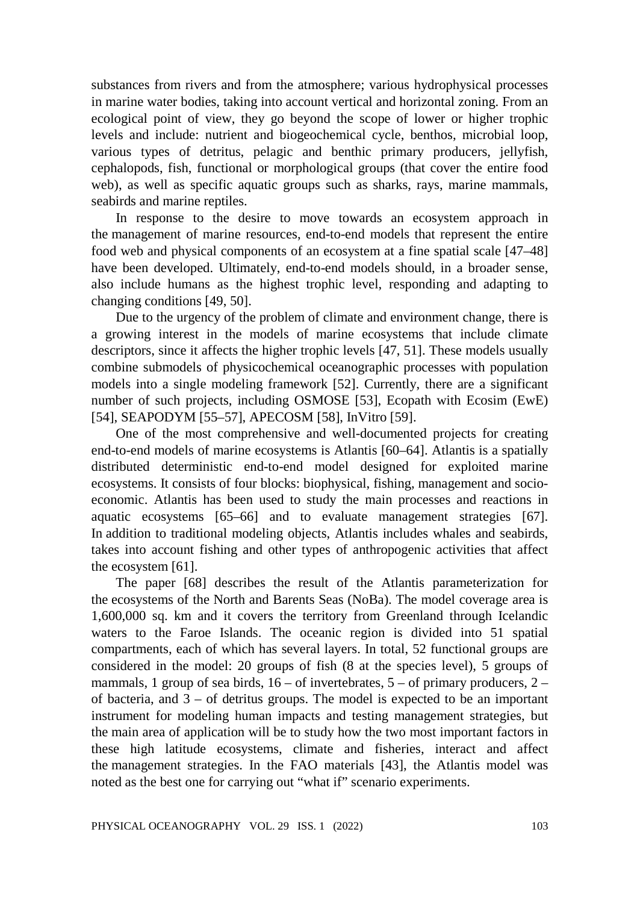substances from rivers and from the atmosphere; various hydrophysical processes in marine water bodies, taking into account vertical and horizontal zoning. From an ecological point of view, they go beyond the scope of lower or higher trophic levels and include: nutrient and biogeochemical cycle, benthos, microbial loop, various types of detritus, pelagic and benthic primary producers, jellyfish, cephalopods, fish, functional or morphological groups (that cover the entire food web), as well as specific aquatic groups such as sharks, rays, marine mammals, seabirds and marine reptiles.

In response to the desire to move towards an ecosystem approach in the management of marine resources, end-to-end models that represent the entire food web and physical components of an ecosystem at a fine spatial scale [47–48] have been developed. Ultimately, end-to-end models should, in a broader sense, also include humans as the highest trophic level, responding and adapting to changing conditions [49, 50].

Due to the urgency of the problem of climate and environment change, there is a growing interest in the models of marine ecosystems that include climate descriptors, since it affects the higher trophic levels [47, 51]. These models usually combine submodels of physicochemical oceanographic processes with population models into a single modeling framework [52]. Currently, there are a significant number of such projects, including OSMOSE [53], Ecopath with Ecosim (EwE) [54], SEAPODYM [55–57], APECOSM [58], InVitro [59].

One of the most comprehensive and well-documented projects for creating end-to-end models of marine ecosystems is Atlantis [60–64]. Atlantis is a spatially distributed deterministic end-to-end model designed for exploited marine ecosystems. It consists of four blocks: biophysical, fishing, management and socio-economic. Atlantis has been used to study the main processes and reactions in aquatic ecosystems [65–66] and to evaluate management strategies [67]. In addition to traditional modeling objects, Atlantis includes whales and seabirds, takes into account fishing and other types of anthropogenic activities that affect the ecosystem [61].

The paper [68] describes the result of the Atlantis parameterization for the ecosystems of the North and Barents Seas (NoBa). The model coverage area is 1,600,000 sq. km and it covers the territory from Greenland through Icelandic waters to the Faroe Islands. The oceanic region is divided into 51 spatial compartments, each of which has several layers. In total, 52 functional groups are considered in the model: 20 groups of fish (8 at the species level), 5 groups of mammals, 1 group of sea birds, 16 – of invertebrates, 5 – of primary producers, 2 – of bacteria, and 3 – of detritus groups. The model is expected to be an important instrument for modeling human impacts and testing management strategies, but the main area of application will be to study how the two most important factors in these high latitude ecosystems, climate and fisheries, interact and affect the management strategies. In the FAO materials [43], the Atlantis model was noted as the best one for carrying out "what if" scenario experiments.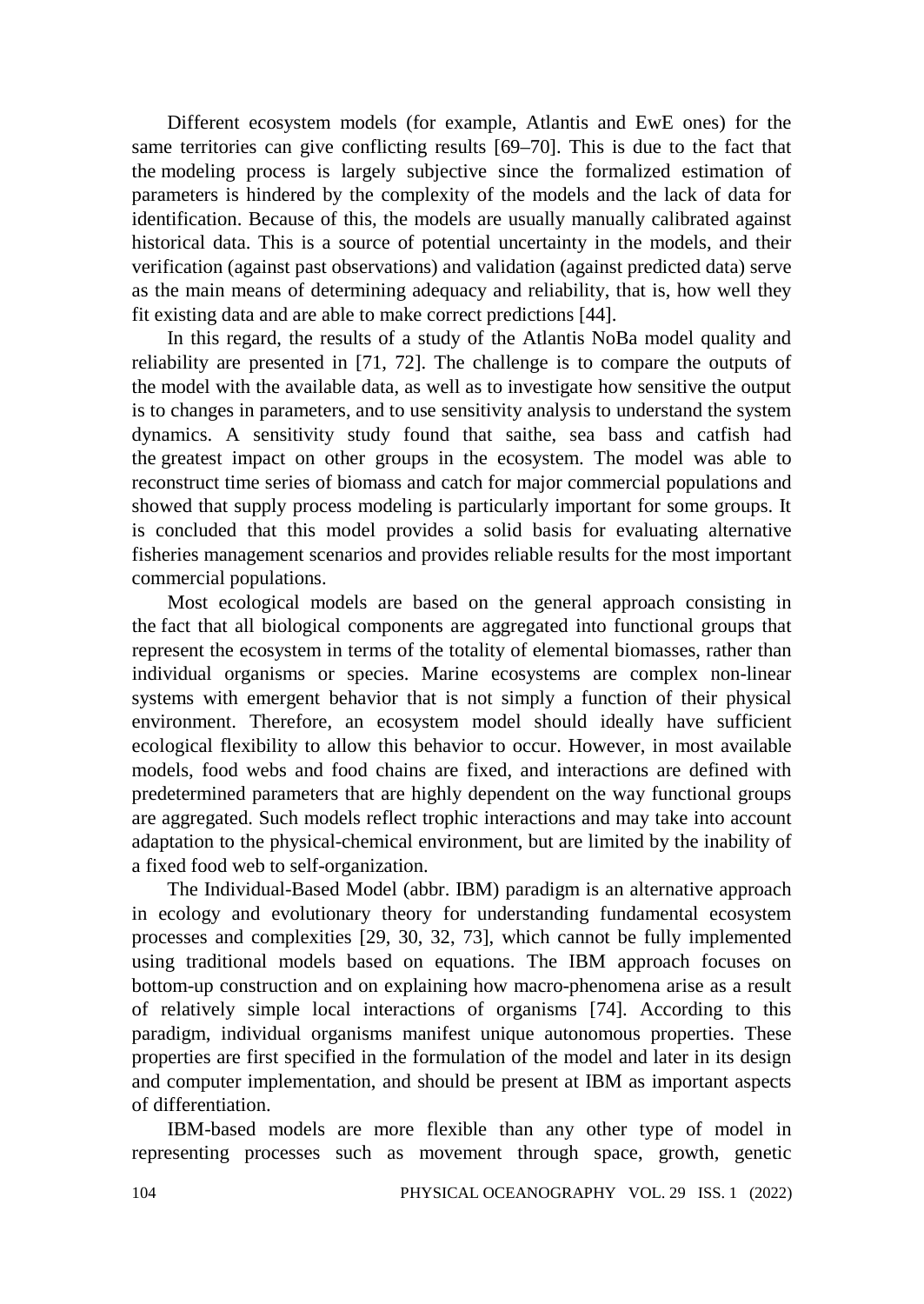Different ecosystem models (for example, Atlantis and EwE ones) for the same territories can give conflicting results [69–70]. This is due to the fact that the modeling process is largely subjective since the formalized estimation of parameters is hindered by the complexity of the models and the lack of data for identification. Because of this, the models are usually manually calibrated against historical data. This is a source of potential uncertainty in the models, and their verification (against past observations) and validation (against predicted data) serve as the main means of determining adequacy and reliability, that is, how well they fit existing data and are able to make correct predictions [44].

In this regard, the results of a study of the Atlantis NoBa model quality and reliability are presented in [71, 72]. The challenge is to compare the outputs of the model with the available data, as well as to investigate how sensitive the output is to changes in parameters, and to use sensitivity analysis to understand the system dynamics. A sensitivity study found that saithe, sea bass and catfish had the greatest impact on other groups in the ecosystem. The model was able to reconstruct time series of biomass and catch for major commercial populations and showed that supply process modeling is particularly important for some groups. It is concluded that this model provides a solid basis for evaluating alternative fisheries management scenarios and provides reliable results for the most important commercial populations.

Most ecological models are based on the general approach consisting in the fact that all biological components are aggregated into functional groups that represent the ecosystem in terms of the totality of elemental biomasses, rather than individual organisms or species. Marine ecosystems are complex non-linear systems with emergent behavior that is not simply a function of their physical environment. Therefore, an ecosystem model should ideally have sufficient ecological flexibility to allow this behavior to occur. However, in most available models, food webs and food chains are fixed, and interactions are defined with predetermined parameters that are highly dependent on the way functional groups are aggregated. Such models reflect trophic interactions and may take into account adaptation to the physical-chemical environment, but are limited by the inability of a fixed food web to self-organization.

The Individual-Based Model (abbr. IBM) paradigm is an alternative approach in ecology and evolutionary theory for understanding fundamental ecosystem processes and complexities [29, 30, 32, 73], which cannot be fully implemented using traditional models based on equations. The IBM approach focuses on bottom-up construction and on explaining how macro-phenomena arise as a result of relatively simple local interactions of organisms [74]. According to this paradigm, individual organisms manifest unique autonomous properties. These properties are first specified in the formulation of the model and later in its design and computer implementation, and should be present at IBM as important aspects of differentiation.

IBM-based models are more flexible than any other type of model in representing processes such as movement through space, growth, genetic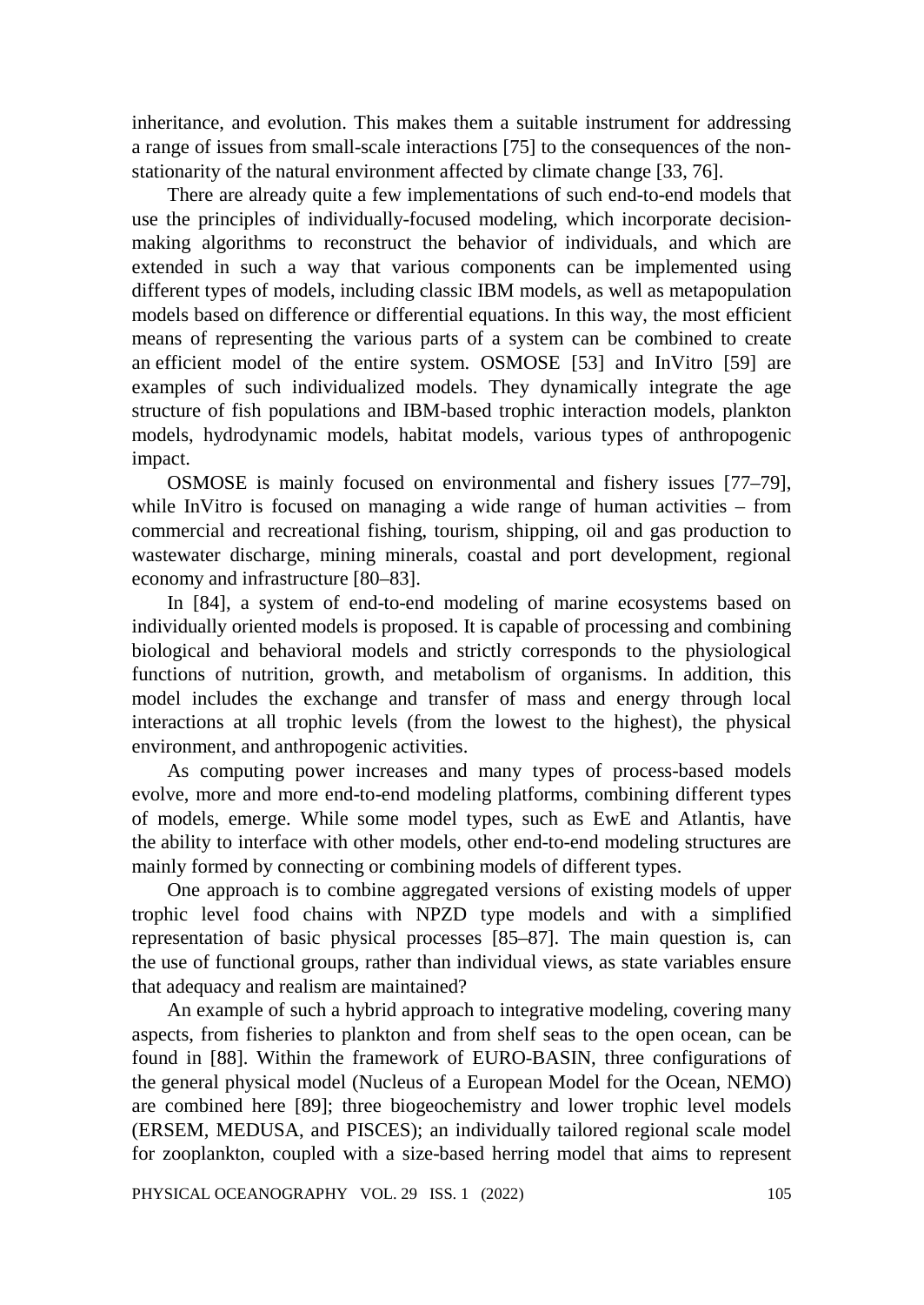inheritance, and evolution. This makes them a suitable instrument for addressing a range of issues from small-scale interactions [75] to the consequences of the non-stationarity of the natural environment affected by climate change [33, 76].

There are already quite a few implementations of such end-to-end models that use the principles of individually-focused modeling, which incorporate decision-making algorithms to reconstruct the behavior of individuals, and which are extended in such a way that various components can be implemented using different types of models, including classic IBM models, as well as metapopulation models based on difference or differential equations. In this way, the most efficient means of representing the various parts of a system can be combined to create an efficient model of the entire system. OSMOSE [53] and InVitro [59] are examples of such individualized models. They dynamically integrate the age structure of fish populations and IBM-based trophic interaction models, plankton models, hydrodynamic models, habitat models, various types of anthropogenic impact.

OSMOSE is mainly focused on environmental and fishery issues [77–79], while InVitro is focused on managing a wide range of human activities – from commercial and recreational fishing, tourism, shipping, oil and gas production to wastewater discharge, mining minerals, coastal and port development, regional economy and infrastructure [80–83].

In [84], a system of end-to-end modeling of marine ecosystems based on individually oriented models is proposed. It is capable of processing and combining biological and behavioral models and strictly corresponds to the physiological functions of nutrition, growth, and metabolism of organisms. In addition, this model includes the exchange and transfer of mass and energy through local interactions at all trophic levels (from the lowest to the highest), the physical environment, and anthropogenic activities.

As computing power increases and many types of process-based models evolve, more and more end-to-end modeling platforms, combining different types of models, emerge. While some model types, such as EwE and Atlantis, have the ability to interface with other models, other end-to-end modeling structures are mainly formed by connecting or combining models of different types.

One approach is to combine aggregated versions of existing models of upper trophic level food chains with NPZD type models and with a simplified representation of basic physical processes [85–87]. The main question is, can the use of functional groups, rather than individual views, as state variables ensure that adequacy and realism are maintained?

An example of such a hybrid approach to integrative modeling, covering many aspects, from fisheries to plankton and from shelf seas to the open ocean, can be found in [88]. Within the framework of EURO-BASIN, three configurations of the general physical model (Nucleus of a European Model for the Ocean, NEMO) are combined here [89]; three biogeochemistry and lower trophic level models (ERSEM, MEDUSA, and PISCES); an individually tailored regional scale model for zooplankton, coupled with a size-based herring model that aims to represent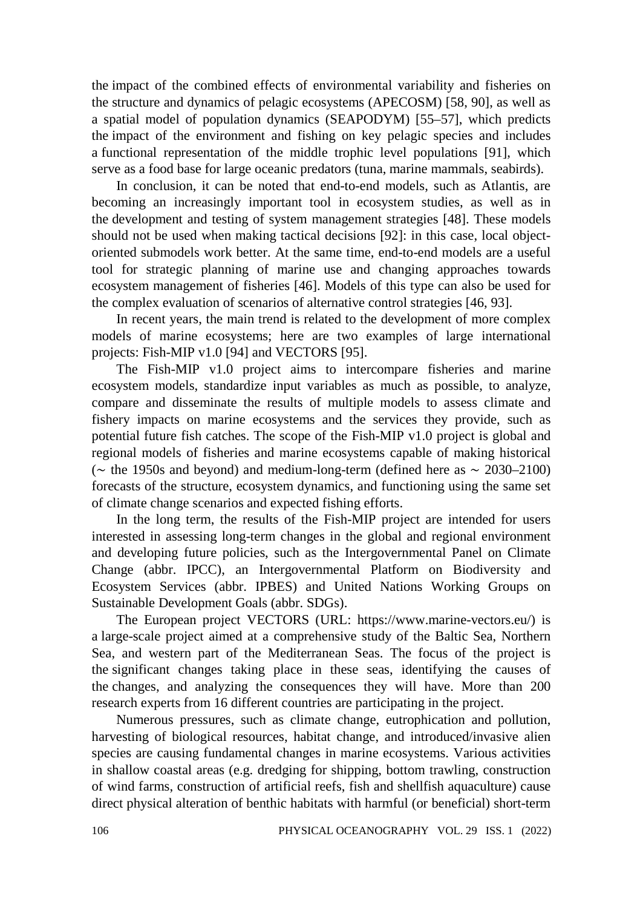the impact of the combined effects of environmental variability and fisheries on the structure and dynamics of pelagic ecosystems (APECOSM) [58, 90], as well as a spatial model of population dynamics (SEAPODYM) [55–57], which predicts the impact of the environment and fishing on key pelagic species and includes a functional representation of the middle trophic level populations [91], which serve as a food base for large oceanic predators (tuna, marine mammals, seabirds).

In conclusion, it can be noted that end-to-end models, such as Atlantis, are becoming an increasingly important tool in ecosystem studies, as well as in the development and testing of system management strategies [48]. These models should not be used when making tactical decisions [92]: in this case, local object-oriented submodels work better. At the same time, end-to-end models are a useful tool for strategic planning of marine use and changing approaches towards ecosystem management of fisheries [46]. Models of this type can also be used for the complex evaluation of scenarios of alternative control strategies [46, 93].

In recent years, the main trend is related to the development of more complex models of marine ecosystems; here are two examples of large international projects: Fish-MIP v1.0 [94] and VECTORS [95].

The Fish-MIP v1.0 project aims to intercompare fisheries and marine ecosystem models, standardize input variables as much as possible, to analyze, compare and disseminate the results of multiple models to assess climate and fishery impacts on marine ecosystems and the services they provide, such as potential future fish catches. The scope of the Fish-MIP v1.0 project is global and regional models of fisheries and marine ecosystems capable of making historical (∼ the 1950s and beyond) and medium-long-term (defined here as ∼ 2030–2100) forecasts of the structure, ecosystem dynamics, and functioning using the same set of climate change scenarios and expected fishing efforts.

In the long term, the results of the Fish-MIP project are intended for users interested in assessing long-term changes in the global and regional environment and developing future policies, such as the Intergovernmental Panel on Climate Change (abbr. IPCC), an Intergovernmental Platform on Biodiversity and Ecosystem Services (abbr. IPBES) and United Nations Working Groups on Sustainable Development Goals (abbr. SDGs).

The European project VECTORS (URL: https://www.marine-vectors.eu/) is a large-scale project aimed at a comprehensive study of the Baltic Sea, Northern Sea, and western part of the Mediterranean Seas. The focus of the project is the significant changes taking place in these seas, identifying the causes of the changes, and analyzing the consequences they will have. More than 200 research experts from 16 different countries are participating in the project.

Numerous pressures, such as climate change, eutrophication and pollution, harvesting of biological resources, habitat change, and introduced/invasive alien species are causing fundamental changes in marine ecosystems. Various activities in shallow coastal areas (e.g. dredging for shipping, bottom trawling, construction of wind farms, construction of artificial reefs, fish and shellfish aquaculture) cause direct physical alteration of benthic habitats with harmful (or beneficial) short-term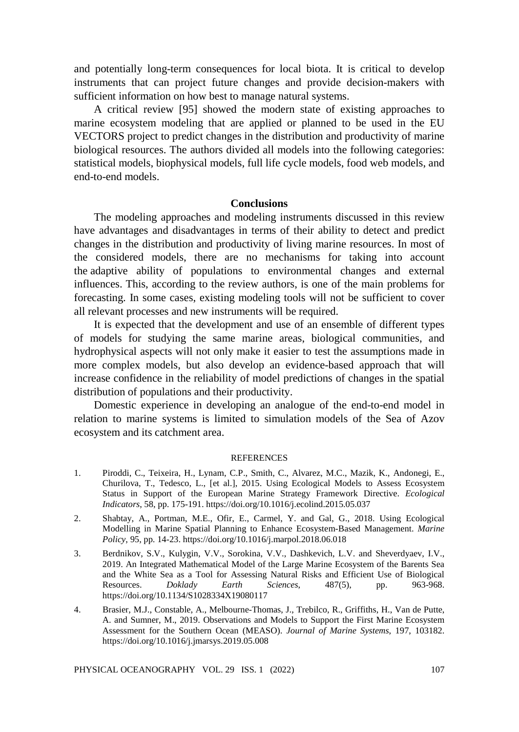and potentially long-term consequences for local biota. It is critical to develop instruments that can project future changes and provide decision-makers with sufficient information on how best to manage natural systems.

A critical review [95] showed the modern state of existing approaches to marine ecosystem modeling that are applied or planned to be used in the EU VECTORS project to predict changes in the distribution and productivity of marine biological resources. The authors divided all models into the following categories: statistical models, biophysical models, full life cycle models, food web models, and end-to-end models.

## Conclusions

The modeling approaches and modeling instruments discussed in this review have advantages and disadvantages in terms of their ability to detect and predict changes in the distribution and productivity of living marine resources. In most of the considered models, there are no mechanisms for taking into account the adaptive ability of populations to environmental changes and external influences. This, according to the review authors, is one of the main problems for forecasting. In some cases, existing modeling tools will not be sufficient to cover all relevant processes and new instruments will be required.

It is expected that the development and use of an ensemble of different types of models for studying the same marine areas, biological communities, and hydrophysical aspects will not only make it easier to test the assumptions made in more complex models, but also develop an evidence-based approach that will increase confidence in the reliability of model predictions of changes in the spatial distribution of populations and their productivity.

Domestic experience in developing an analogue of the end-to-end model in relation to marine systems is limited to simulation models of the Sea of Azov ecosystem and its catchment area.

### REFERENCES

1. Piroddi, C., Teixeira, H., Lynam, C.P., Smith, C., Alvarez, M.C., Mazik, K., Andonegi, E., Churilova, T., Tedesco, L., [et al.], 2015. Using Ecological Models to Assess Ecosystem Status in Support of the European Marine Strategy Framework Directive. *Ecological Indicators*, 58, pp. 175-191. https://doi.org/10.1016/j.ecolind.2015.05.037
2. Shabtay, A., Portman, M.E., Ofir, E., Carmel, Y. and Gal, G., 2018. Using Ecological Modelling in Marine Spatial Planning to Enhance Ecosystem-Based Management. *Marine Policy*, 95, pp. 14-23. https://doi.org/10.1016/j.marpol.2018.06.018
3. Berdnikov, S.V., Kulygin, V.V., Sorokina, V.V., Dashkevich, L.V. and Sheverdyaev, I.V., 2019. An Integrated Mathematical Model of the Large Marine Ecosystem of the Barents Sea and the White Sea as a Tool for Assessing Natural Risks and Efficient Use of Biological Resources. *Doklady Earth Sciences*, 487(5), pp. 963-968. https://doi.org/10.1134/S1028334X19080117
4. Brasier, M.J., Constable, A., Melbourne-Thomas, J., Trebilco, R., Griffiths, H., Van de Putte, A. and Sumner, M., 2019. Observations and Models to Support the First Marine Ecosystem Assessment for the Southern Ocean (MEASO). *Journal of Marine Systems*, 197, 103182. https://doi.org/10.1016/j.jmarsys.2019.05.008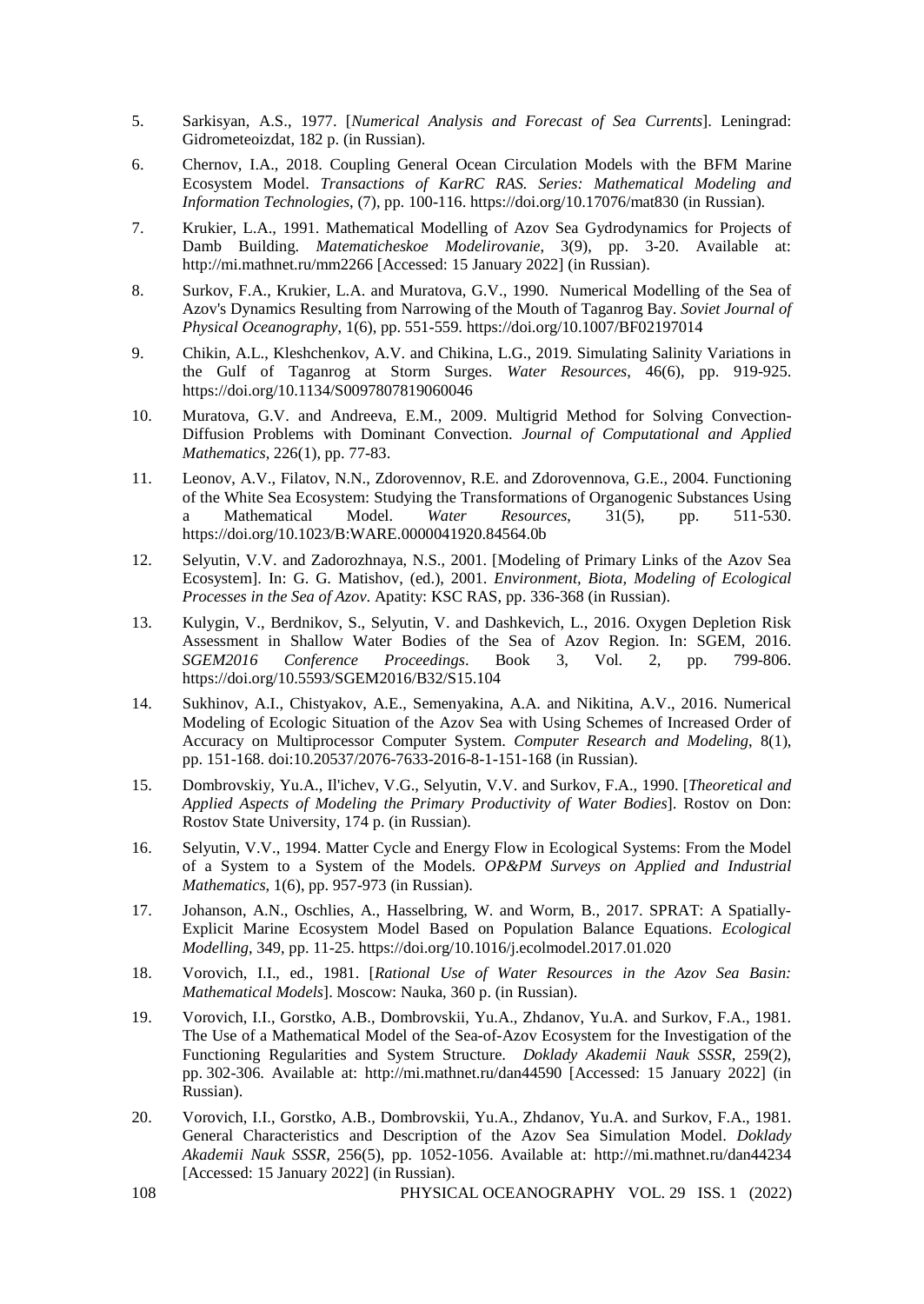5. Sarkisyan, A.S., 1977. [*Numerical Analysis and Forecast of Sea Currents*]. Leningrad: Gidrometeoizdat, 182 p. (in Russian).

6. Chernov, I.A., 2018. Coupling General Ocean Circulation Models with the BFM Marine Ecosystem Model. *Transactions of KarRC RAS. Series: Mathematical Modeling and Information Technologies*, (7), pp. 100-116. https://doi.org/10.17076/mat830 (in Russian).

7. Krukier, L.A., 1991. Mathematical Modelling of Azov Sea Gydrodynamics for Projects of Damb Building. *Matematicheskoe Modelirovanie*, 3(9), pp. 3-20. Available at: http://mi.mathnet.ru/mm2266 [Accessed: 15 January 2022] (in Russian).

8. Surkov, F.A., Krukier, L.A. and Muratova, G.V., 1990. Numerical Modelling of the Sea of Azov's Dynamics Resulting from Narrowing of the Mouth of Taganrog Bay. *Soviet Journal of Physical Oceanography*, 1(6), pp. 551-559. https://doi.org/10.1007/BF02197014

9. Chikin, A.L., Kleshchenkov, A.V. and Chikina, L.G., 2019. Simulating Salinity Variations in the Gulf of Taganrog at Storm Surges. *Water Resources*, 46(6), pp. 919-925. https://doi.org/10.1134/S0097807819060046

10. Muratova, G.V. and Andreeva, E.M., 2009. Multigrid Method for Solving Convection-Diffusion Problems with Dominant Convection. *Journal of Computational and Applied Mathematics*, 226(1), pp. 77-83.

11. Leonov, A.V., Filatov, N.N., Zdorovennov, R.E. and Zdorovennova, G.E., 2004. Functioning of the White Sea Ecosystem: Studying the Transformations of Organogenic Substances Using a Mathematical Model. *Water Resources*, 31(5), pp. 511-530. https://doi.org/10.1023/B:WARE.0000041920.84564.0b

12. Selyutin, V.V. and Zadorozhnaya, N.S., 2001. [Modeling of Primary Links of the Azov Sea Ecosystem]. In: G. G. Matishov, (ed.), 2001. *Environment, Biota, Modeling of Ecological Processes in the Sea of Azov*. Apatity: KSC RAS, pp. 336-368 (in Russian).

13. Kulygin, V., Berdnikov, S., Selyutin, V. and Dashkevich, L., 2016. Oxygen Depletion Risk Assessment in Shallow Water Bodies of the Sea of Azov Region. In: SGEM, 2016. *SGEM2016 Conference Proceedings*. Book 3, Vol. 2, pp. 799-806. https://doi.org/10.5593/SGEM2016/B32/S15.104

14. Sukhinov, A.I., Chistyakov, A.E., Semenyakina, A.A. and Nikitina, A.V., 2016. Numerical Modeling of Ecologic Situation of the Azov Sea with Using Schemes of Increased Order of Accuracy on Multiprocessor Computer System. *Computer Research and Modeling*, 8(1), pp. 151-168. doi:10.20537/2076-7633-2016-8-1-151-168 (in Russian).

15. Dombrovskiy, Yu.A., Il'ichev, V.G., Selyutin, V.V. and Surkov, F.A., 1990. [*Theoretical and Applied Aspects of Modeling the Primary Productivity of Water Bodies*]. Rostov on Don: Rostov State University, 174 p. (in Russian).

16. Selyutin, V.V., 1994. Matter Cycle and Energy Flow in Ecological Systems: From the Model of a System to a System of the Models. *OP&PM Surveys on Applied and Industrial Mathematics*, 1(6), pp. 957-973 (in Russian).

17. Johanson, A.N., Oschlies, A., Hasselbring, W. and Worm, B., 2017. SPRAT: A Spatially-Explicit Marine Ecosystem Model Based on Population Balance Equations. *Ecological Modelling*, 349, pp. 11-25. https://doi.org/10.1016/j.ecolmodel.2017.01.020

18. Vorovich, I.I., ed., 1981. [*Rational Use of Water Resources in the Azov Sea Basin: Mathematical Models*]. Moscow: Nauka, 360 p. (in Russian).

19. Vorovich, I.I., Gorstko, A.B., Dombrovskii, Yu.A., Zhdanov, Yu.A. and Surkov, F.A., 1981. The Use of a Mathematical Model of the Sea-of-Azov Ecosystem for the Investigation of the Functioning Regularities and System Structure. *Doklady Akademii Nauk SSSR*, 259(2), pp. 302-306. Available at: http://mi.mathnet.ru/dan44590 [Accessed: 15 January 2022] (in Russian).

20. Vorovich, I.I., Gorstko, A.B., Dombrovskii, Yu.A., Zhdanov, Yu.A. and Surkov, F.A., 1981. General Characteristics and Description of the Azov Sea Simulation Model. *Doklady Akademii Nauk SSSR*, 256(5), pp. 1052-1056. Available at: http://mi.mathnet.ru/dan44234 [Accessed: 15 January 2022] (in Russian).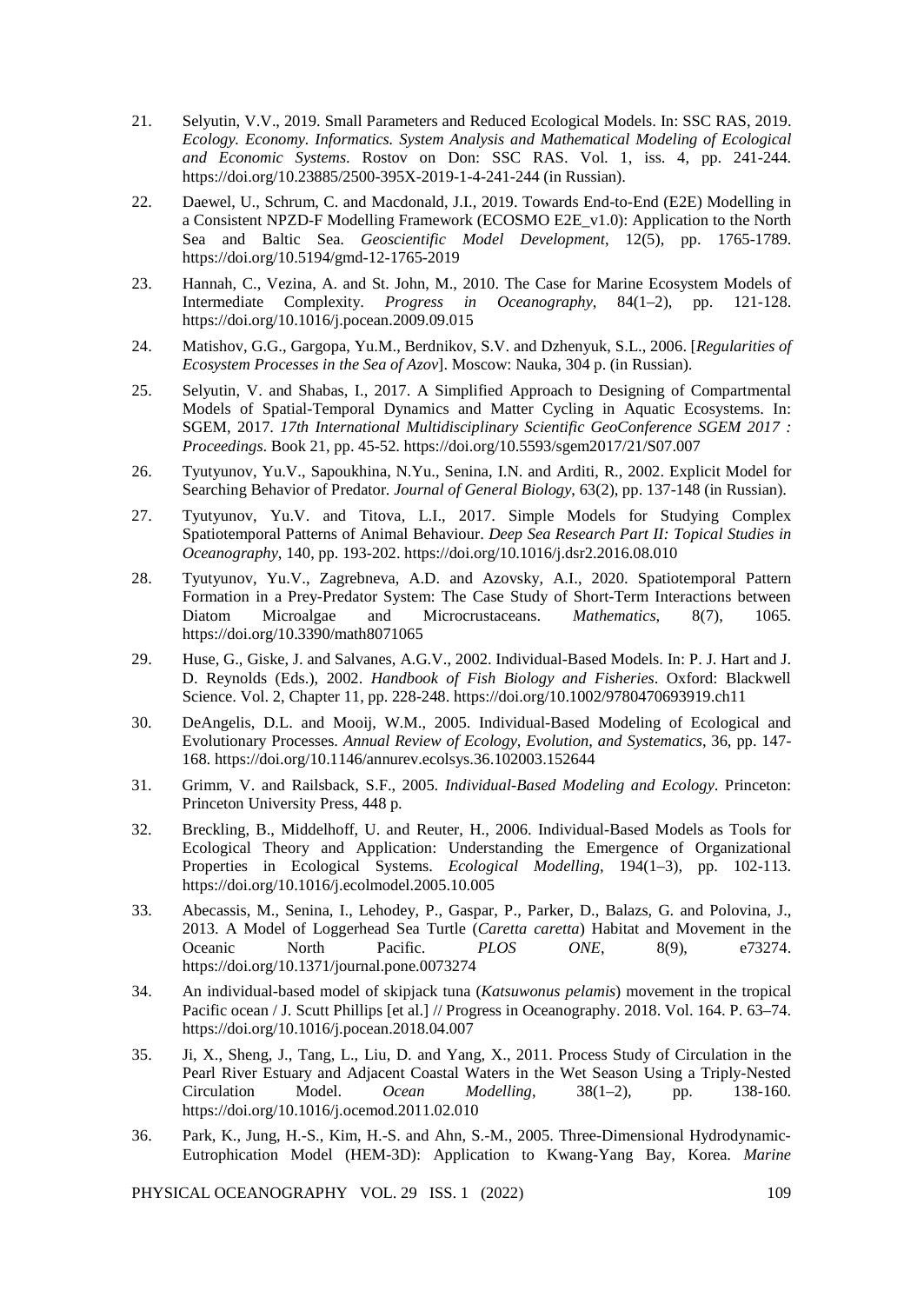21. Selyutin, V.V., 2019. Small Parameters and Reduced Ecological Models. In: SSC RAS, 2019. *Ecology. Economy. Informatics. System Analysis and Mathematical Modeling of Ecological and Economic Systems*. Rostov on Don: SSC RAS. Vol. 1, iss. 4, pp. 241-244. https://doi.org/10.23885/2500-395X-2019-1-4-241-244 (in Russian).

22. Daewel, U., Schrum, C. and Macdonald, J.I., 2019. Towards End-to-End (E2E) Modelling in a Consistent NPZD-F Modelling Framework (ECOSMO E2E_v1.0): Application to the North Sea and Baltic Sea. *Geoscientific Model Development*, 12(5), pp. 1765-1789. https://doi.org/10.5194/gmd-12-1765-2019

23. Hannah, C., Vezina, A. and St. John, M., 2010. The Case for Marine Ecosystem Models of Intermediate Complexity. *Progress in Oceanography*, 84(1–2), pp. 121-128. https://doi.org/10.1016/j.pocean.2009.09.015

24. Matishov, G.G., Gargopa, Yu.M., Berdnikov, S.V. and Dzhenyuk, S.L., 2006. [*Regularities of Ecosystem Processes in the Sea of Azov*]. Moscow: Nauka, 304 p. (in Russian).

25. Selyutin, V. and Shabas, I., 2017. A Simplified Approach to Designing of Compartmental Models of Spatial-Temporal Dynamics and Matter Cycling in Aquatic Ecosystems. In: SGEM, 2017. *17th International Multidisciplinary Scientific GeoConference SGEM 2017 : Proceedings*. Book 21, pp. 45-52. https://doi.org/10.5593/sgem2017/21/S07.007

26. Tyutyunov, Yu.V., Sapoukhina, N.Yu., Senina, I.N. and Arditi, R., 2002. Explicit Model for Searching Behavior of Predator. *Journal of General Biology*, 63(2), pp. 137-148 (in Russian).

27. Tyutyunov, Yu.V. and Titova, L.I., 2017. Simple Models for Studying Complex Spatiotemporal Patterns of Animal Behaviour. *Deep Sea Research Part II: Topical Studies in Oceanography*, 140, pp. 193-202. https://doi.org/10.1016/j.dsr2.2016.08.010

28. Tyutyunov, Yu.V., Zagrebneva, A.D. and Azovsky, A.I., 2020. Spatiotemporal Pattern Formation in a Prey-Predator System: The Case Study of Short-Term Interactions between Diatom Microalgae and Microcrustaceans. *Mathematics*, 8(7), 1065. https://doi.org/10.3390/math8071065

29. Huse, G., Giske, J. and Salvanes, A.G.V., 2002. Individual-Based Models. In: P. J. Hart and J. D. Reynolds (Eds.), 2002. *Handbook of Fish Biology and Fisheries*. Oxford: Blackwell Science. Vol. 2, Chapter 11, pp. 228-248. https://doi.org/10.1002/9780470693919.ch11

30. DeAngelis, D.L. and Mooij, W.M., 2005. Individual-Based Modeling of Ecological and Evolutionary Processes. *Annual Review of Ecology, Evolution, and Systematics*, 36, pp. 147-168. https://doi.org/10.1146/annurev.ecolsys.36.102003.152644

31. Grimm, V. and Railsback, S.F., 2005. *Individual-Based Modeling and Ecology*. Princeton: Princeton University Press, 448 p.

32. Breckling, B., Middelhoff, U. and Reuter, H., 2006. Individual-Based Models as Tools for Ecological Theory and Application: Understanding the Emergence of Organizational Properties in Ecological Systems. *Ecological Modelling*, 194(1–3), pp. 102-113. https://doi.org/10.1016/j.ecolmodel.2005.10.005

33. Abecassis, M., Senina, I., Lehodey, P., Gaspar, P., Parker, D., Balazs, G. and Polovina, J., 2013. A Model of Loggerhead Sea Turtle (*Caretta caretta*) Habitat and Movement in the Oceanic North Pacific. *PLOS ONE*, 8(9), e73274. https://doi.org/10.1371/journal.pone.0073274

34. An individual-based model of skipjack tuna (*Katsuwonus pelamis*) movement in the tropical Pacific ocean / J. Scutt Phillips [et al.] // Progress in Oceanography. 2018. Vol. 164. P. 63–74. https://doi.org/10.1016/j.pocean.2018.04.007

35. Ji, X., Sheng, J., Tang, L., Liu, D. and Yang, X., 2011. Process Study of Circulation in the Pearl River Estuary and Adjacent Coastal Waters in the Wet Season Using a Triply-Nested Circulation Model. *Ocean Modelling*, 38(1–2), pp. 138-160. https://doi.org/10.1016/j.ocemod.2011.02.010

36. Park, K., Jung, H.-S., Kim, H.-S. and Ahn, S.-M., 2005. Three-Dimensional Hydrodynamic-Eutrophication Model (HEM-3D): Application to Kwang-Yang Bay, Korea. *Marine*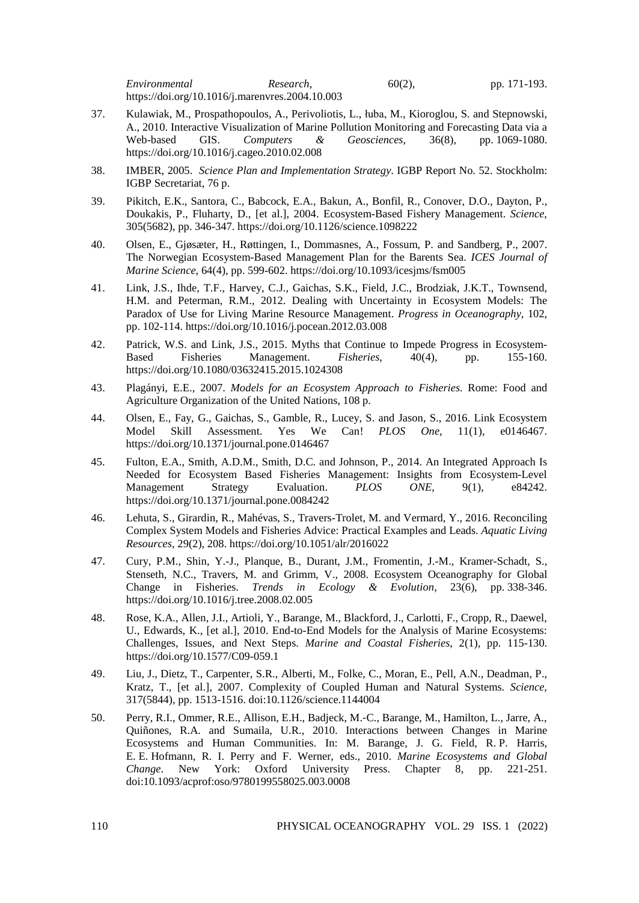*Environmental Research*, 60(2), pp. 171-193. https://doi.org/10.1016/j.marenvres.2004.10.003

37. Kulawiak, M., Prospathopoulos, A., Perivoliotis, L., łuba, M., Kioroglou, S. and Stepnowski, A., 2010. Interactive Visualization of Marine Pollution Monitoring and Forecasting Data via a Web-based GIS. *Computers & Geosciences*, 36(8), pp. 1069-1080. https://doi.org/10.1016/j.cageo.2010.02.008

38. IMBER, 2005. *Science Plan and Implementation Strategy*. IGBP Report No. 52. Stockholm: IGBP Secretariat, 76 p.

39. Pikitch, E.K., Santora, C., Babcock, E.A., Bakun, A., Bonfil, R., Conover, D.O., Dayton, P., Doukakis, P., Fluharty, D., [et al.], 2004. Ecosystem-Based Fishery Management. *Science*, 305(5682), pp. 346-347. https://doi.org/10.1126/science.1098222

40. Olsen, E., Gjøsæter, H., Røttingen, I., Dommasnes, A., Fossum, P. and Sandberg, P., 2007. The Norwegian Ecosystem-Based Management Plan for the Barents Sea. *ICES Journal of Marine Science*, 64(4), pp. 599-602. https://doi.org/10.1093/icesjms/fsm005

41. Link, J.S., Ihde, T.F., Harvey, C.J., Gaichas, S.K., Field, J.C., Brodziak, J.K.T., Townsend, H.M. and Peterman, R.M., 2012. Dealing with Uncertainty in Ecosystem Models: The Paradox of Use for Living Marine Resource Management. *Progress in Oceanography*, 102, pp. 102-114. https://doi.org/10.1016/j.pocean.2012.03.008

42. Patrick, W.S. and Link, J.S., 2015. Myths that Continue to Impede Progress in Ecosystem-Based Fisheries Management. *Fisheries*, 40(4), pp. 155-160. https://doi.org/10.1080/03632415.2015.1024308

43. Plagányi, E.E., 2007. *Models for an Ecosystem Approach to Fisheries*. Rome: Food and Agriculture Organization of the United Nations, 108 p.

44. Olsen, E., Fay, G., Gaichas, S., Gamble, R., Lucey, S. and Jason, S., 2016. Link Ecosystem Model Skill Assessment. Yes We Can! *PLOS One*, 11(1), e0146467. https://doi.org/10.1371/journal.pone.0146467

45. Fulton, E.A., Smith, A.D.M., Smith, D.C. and Johnson, P., 2014. An Integrated Approach Is Needed for Ecosystem Based Fisheries Management: Insights from Ecosystem-Level Management Strategy Evaluation. *PLOS ONE*, 9(1), e84242. https://doi.org/10.1371/journal.pone.0084242

46. Lehuta, S., Girardin, R., Mahévas, S., Travers-Trolet, M. and Vermard, Y., 2016. Reconciling Complex System Models and Fisheries Advice: Practical Examples and Leads. *Aquatic Living Resources*, 29(2), 208. https://doi.org/10.1051/alr/2016022

47. Cury, P.M., Shin, Y.-J., Planque, B., Durant, J.M., Fromentin, J.-M., Kramer-Schadt, S., Stenseth, N.C., Travers, M. and Grimm, V., 2008. Ecosystem Oceanography for Global Change in Fisheries. *Trends in Ecology & Evolution*, 23(6), pp. 338-346. https://doi.org/10.1016/j.tree.2008.02.005

48. Rose, K.A., Allen, J.I., Artioli, Y., Barange, M., Blackford, J., Carlotti, F., Cropp, R., Daewel, U., Edwards, K., [et al.], 2010. End-to-End Models for the Analysis of Marine Ecosystems: Challenges, Issues, and Next Steps. *Marine and Coastal Fisheries*, 2(1), pp. 115-130. https://doi.org/10.1577/C09-059.1

49. Liu, J., Dietz, T., Carpenter, S.R., Alberti, M., Folke, C., Moran, E., Pell, A.N., Deadman, P., Kratz, T., [et al.], 2007. Complexity of Coupled Human and Natural Systems. *Science*, 317(5844), pp. 1513-1516. doi:10.1126/science.1144004

50. Perry, R.I., Ommer, R.E., Allison, E.H., Badjeck, M.-C., Barange, M., Hamilton, L., Jarre, A., Quiñones, R.A. and Sumaila, U.R., 2010. Interactions between Changes in Marine Ecosystems and Human Communities. In: M. Barange, J. G. Field, R. P. Harris, E. E. Hofmann, R. I. Perry and F. Werner, eds., 2010. *Marine Ecosystems and Global Change*. New York: Oxford University Press. Chapter 8, pp. 221-251. doi:10.1093/acprof:oso/9780199558025.003.0008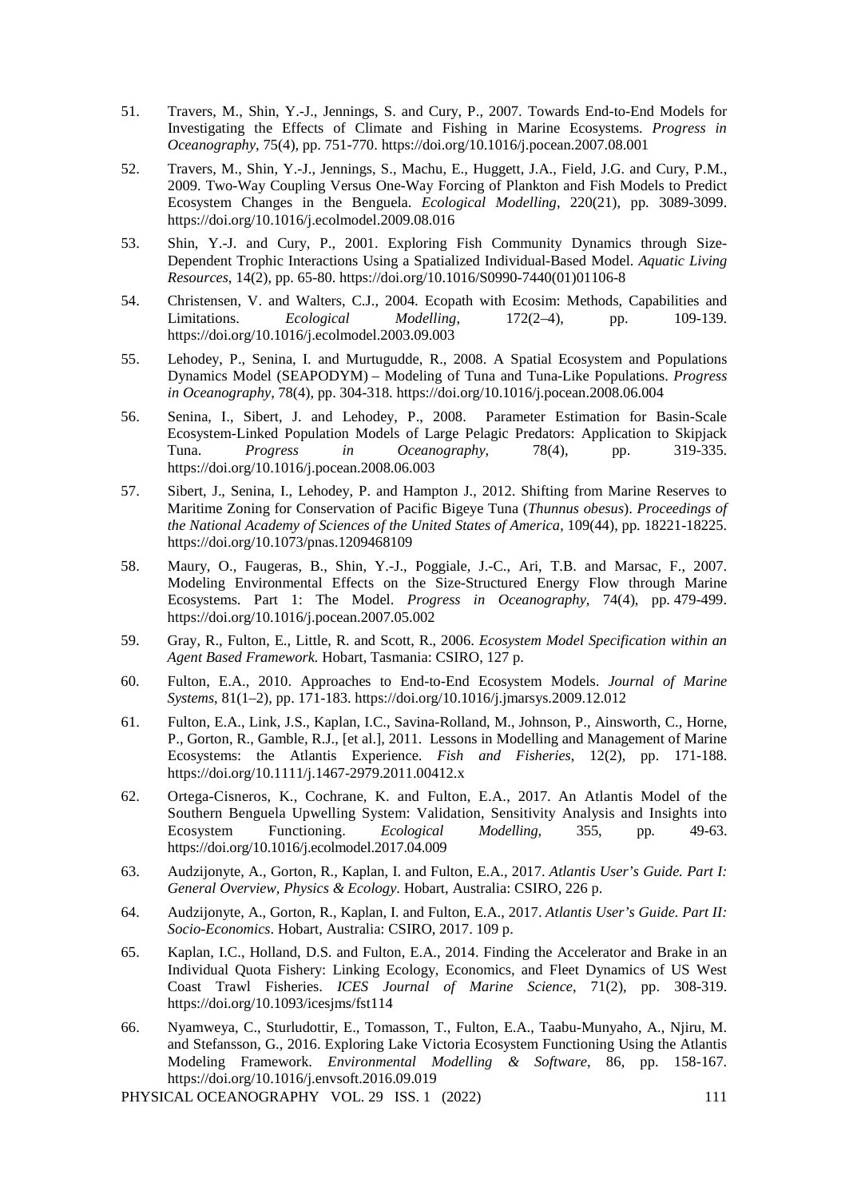51. Travers, M., Shin, Y.-J., Jennings, S. and Cury, P., 2007. Towards End-to-End Models for Investigating the Effects of Climate and Fishing in Marine Ecosystems. *Progress in Oceanography*, 75(4), pp. 751-770. https://doi.org/10.1016/j.pocean.2007.08.001

52. Travers, M., Shin, Y.-J., Jennings, S., Machu, E., Huggett, J.A., Field, J.G. and Cury, P.M., 2009. Two-Way Coupling Versus One-Way Forcing of Plankton and Fish Models to Predict Ecosystem Changes in the Benguela. *Ecological Modelling*, 220(21), pp. 3089-3099. https://doi.org/10.1016/j.ecolmodel.2009.08.016

53. Shin, Y.-J. and Cury, P., 2001. Exploring Fish Community Dynamics through Size-Dependent Trophic Interactions Using a Spatialized Individual-Based Model. *Aquatic Living Resources*, 14(2), pp. 65-80. https://doi.org/10.1016/S0990-7440(01)01106-8

54. Christensen, V. and Walters, C.J., 2004. Ecopath with Ecosim: Methods, Capabilities and Limitations. *Ecological Modelling*, 172(2–4), pp. 109-139. https://doi.org/10.1016/j.ecolmodel.2003.09.003

55. Lehodey, P., Senina, I. and Murtugudde, R., 2008. A Spatial Ecosystem and Populations Dynamics Model (SEAPODYM) – Modeling of Tuna and Tuna-Like Populations. *Progress in Oceanography*, 78(4), pp. 304-318. https://doi.org/10.1016/j.pocean.2008.06.004

56. Senina, I., Sibert, J. and Lehodey, P., 2008. Parameter Estimation for Basin-Scale Ecosystem-Linked Population Models of Large Pelagic Predators: Application to Skipjack Tuna. *Progress in Oceanography*, 78(4), pp. 319-335. https://doi.org/10.1016/j.pocean.2008.06.003

57. Sibert, J., Senina, I., Lehodey, P. and Hampton J., 2012. Shifting from Marine Reserves to Maritime Zoning for Conservation of Pacific Bigeye Tuna (*Thunnus obesus*). *Proceedings of the National Academy of Sciences of the United States of America*, 109(44), pp. 18221-18225. https://doi.org/10.1073/pnas.1209468109

58. Maury, O., Faugeras, B., Shin, Y.-J., Poggiale, J.-C., Ari, T.B. and Marsac, F., 2007. Modeling Environmental Effects on the Size-Structured Energy Flow through Marine Ecosystems. Part 1: The Model. *Progress in Oceanography*, 74(4), pp. 479-499. https://doi.org/10.1016/j.pocean.2007.05.002

59. Gray, R., Fulton, E., Little, R. and Scott, R., 2006. *Ecosystem Model Specification within an Agent Based Framework.* Hobart, Tasmania: CSIRO, 127 p.

60. Fulton, E.A., 2010. Approaches to End-to-End Ecosystem Models. *Journal of Marine Systems*, 81(1–2), pp. 171-183. https://doi.org/10.1016/j.jmarsys.2009.12.012

61. Fulton, E.A., Link, J.S., Kaplan, I.C., Savina-Rolland, M., Johnson, P., Ainsworth, C., Horne, P., Gorton, R., Gamble, R.J., [et al.], 2011. Lessons in Modelling and Management of Marine Ecosystems: the Atlantis Experience. *Fish and Fisheries*, 12(2), pp. 171-188. https://doi.org/10.1111/j.1467-2979.2011.00412.x

62. Ortega-Cisneros, K., Cochrane, K. and Fulton, E.A., 2017. An Atlantis Model of the Southern Benguela Upwelling System: Validation, Sensitivity Analysis and Insights into Ecosystem Functioning. *Ecological Modelling*, 355, pp. 49-63. https://doi.org/10.1016/j.ecolmodel.2017.04.009

63. Audzijonyte, A., Gorton, R., Kaplan, I. and Fulton, E.A., 2017. *Atlantis User's Guide. Part I: General Overview, Physics & Ecology*. Hobart, Australia: CSIRO, 226 p.

64. Audzijonyte, A., Gorton, R., Kaplan, I. and Fulton, E.A., 2017. *Atlantis User's Guide. Part II: Socio-Economics*. Hobart, Australia: CSIRO, 2017. 109 p.

65. Kaplan, I.C., Holland, D.S. and Fulton, E.A., 2014. Finding the Accelerator and Brake in an Individual Quota Fishery: Linking Ecology, Economics, and Fleet Dynamics of US West Coast Trawl Fisheries. *ICES Journal of Marine Science*, 71(2), pp. 308-319. https://doi.org/10.1093/icesjms/fst114

66. Nyamweya, C., Sturludottir, E., Tomasson, T., Fulton, E.A., Taabu-Munyaho, A., Njiru, M. and Stefansson, G., 2016. Exploring Lake Victoria Ecosystem Functioning Using the Atlantis Modeling Framework. *Environmental Modelling & Software*, 86, pp. 158-167. https://doi.org/10.1016/j.envsoft.2016.09.019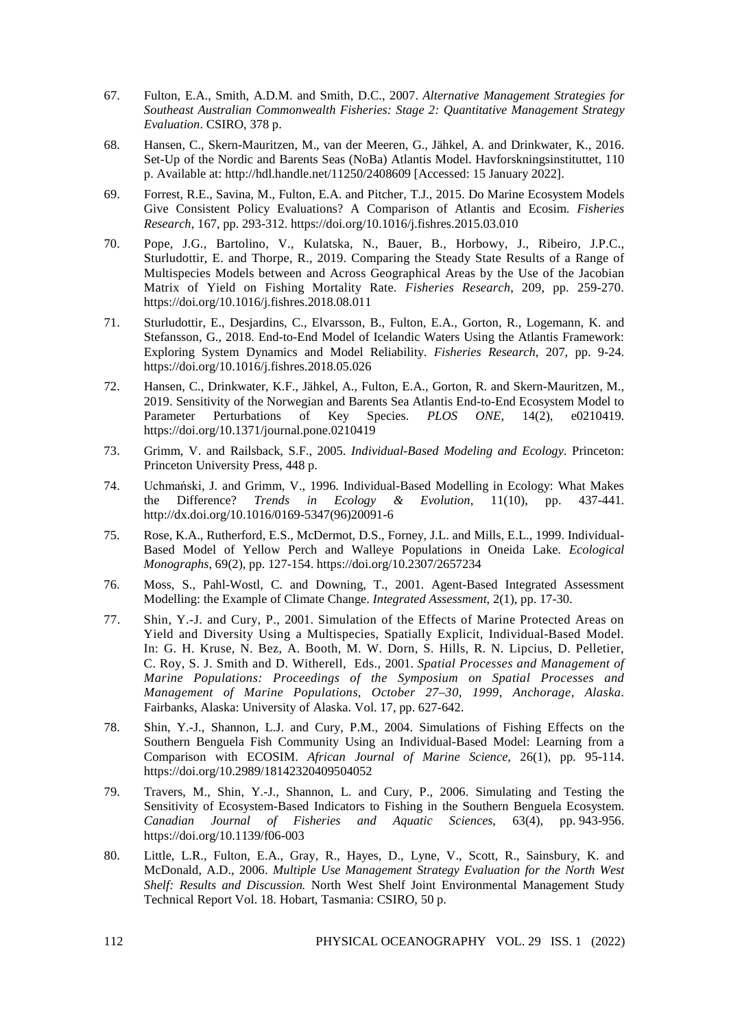67. Fulton, E.A., Smith, A.D.M. and Smith, D.C., 2007. *Alternative Management Strategies for Southeast Australian Commonwealth Fisheries: Stage 2: Quantitative Management Strategy Evaluation*. CSIRO, 378 p.

68. Hansen, C., Skern-Mauritzen, M., van der Meeren, G., Jähkel, A. and Drinkwater, K., 2016. Set-Up of the Nordic and Barents Seas (NoBa) Atlantis Model. Havforskningsinstituttet, 110 p. Available at: http://hdl.handle.net/11250/2408609 [Accessed: 15 January 2022].

69. Forrest, R.E., Savina, M., Fulton, E.A. and Pitcher, T.J., 2015. Do Marine Ecosystem Models Give Consistent Policy Evaluations? A Comparison of Atlantis and Ecosim. *Fisheries Research*, 167, pp. 293-312. https://doi.org/10.1016/j.fishres.2015.03.010

70. Pope, J.G., Bartolino, V., Kulatska, N., Bauer, B., Horbowy, J., Ribeiro, J.P.C., Sturludottir, E. and Thorpe, R., 2019. Comparing the Steady State Results of a Range of Multispecies Models between and Across Geographical Areas by the Use of the Jacobian Matrix of Yield on Fishing Mortality Rate. *Fisheries Research*, 209, pp. 259-270. https://doi.org/10.1016/j.fishres.2018.08.011

71. Sturludottir, E., Desjardins, C., Elvarsson, B., Fulton, E.A., Gorton, R., Logemann, K. and Stefansson, G., 2018. End-to-End Model of Icelandic Waters Using the Atlantis Framework: Exploring System Dynamics and Model Reliability. *Fisheries Research*, 207, pp. 9-24. https://doi.org/10.1016/j.fishres.2018.05.026

72. Hansen, C., Drinkwater, K.F., Jähkel, A., Fulton, E.A., Gorton, R. and Skern-Mauritzen, M., 2019. Sensitivity of the Norwegian and Barents Sea Atlantis End-to-End Ecosystem Model to Parameter Perturbations of Key Species. *PLOS ONE*, 14(2), e0210419. https://doi.org/10.1371/journal.pone.0210419

73. Grimm, V. and Railsback, S.F., 2005. *Individual-Based Modeling and Ecology*. Princeton: Princeton University Press, 448 p.

74. Uchmański, J. and Grimm, V., 1996. Individual-Based Modelling in Ecology: What Makes the Difference? *Trends in Ecology & Evolution*, 11(10), pp. 437-441. http://dx.doi.org/10.1016/0169-5347(96)20091-6

75. Rose, K.A., Rutherford, E.S., McDermot, D.S., Forney, J.L. and Mills, E.L., 1999. Individual-Based Model of Yellow Perch and Walleye Populations in Oneida Lake. *Ecological Monographs*, 69(2), pp. 127-154. https://doi.org/10.2307/2657234

76. Moss, S., Pahl-Wostl, C. and Downing, T., 2001. Agent-Based Integrated Assessment Modelling: the Example of Climate Change. *Integrated Assessment*, 2(1), pp. 17-30.

77. Shin, Y.-J. and Cury, P., 2001. Simulation of the Effects of Marine Protected Areas on Yield and Diversity Using a Multispecies, Spatially Explicit, Individual-Based Model. In: G. H. Kruse, N. Bez, A. Booth, M. W. Dorn, S. Hills, R. N. Lipcius, D. Pelletier, C. Roy, S. J. Smith and D. Witherell, Eds., 2001. *Spatial Processes and Management of Marine Populations: Proceedings of the Symposium on Spatial Processes and Management of Marine Populations, October 27–30, 1999, Anchorage, Alaska*. Fairbanks, Alaska: University of Alaska. Vol. 17, pp. 627-642.

78. Shin, Y.-J., Shannon, L.J. and Cury, P.M., 2004. Simulations of Fishing Effects on the Southern Benguela Fish Community Using an Individual-Based Model: Learning from a Comparison with ECOSIM. *African Journal of Marine Science*, 26(1), pp. 95-114. https://doi.org/10.2989/18142320409504052

79. Travers, M., Shin, Y.-J., Shannon, L. and Cury, P., 2006. Simulating and Testing the Sensitivity of Ecosystem-Based Indicators to Fishing in the Southern Benguela Ecosystem. *Canadian Journal of Fisheries and Aquatic Sciences*, 63(4), pp. 943-956. https://doi.org/10.1139/f06-003

80. Little, L.R., Fulton, E.A., Gray, R., Hayes, D., Lyne, V., Scott, R., Sainsbury, K. and McDonald, A.D., 2006. *Multiple Use Management Strategy Evaluation for the North West Shelf: Results and Discussion.* North West Shelf Joint Environmental Management Study Technical Report Vol. 18. Hobart, Tasmania: CSIRO, 50 p.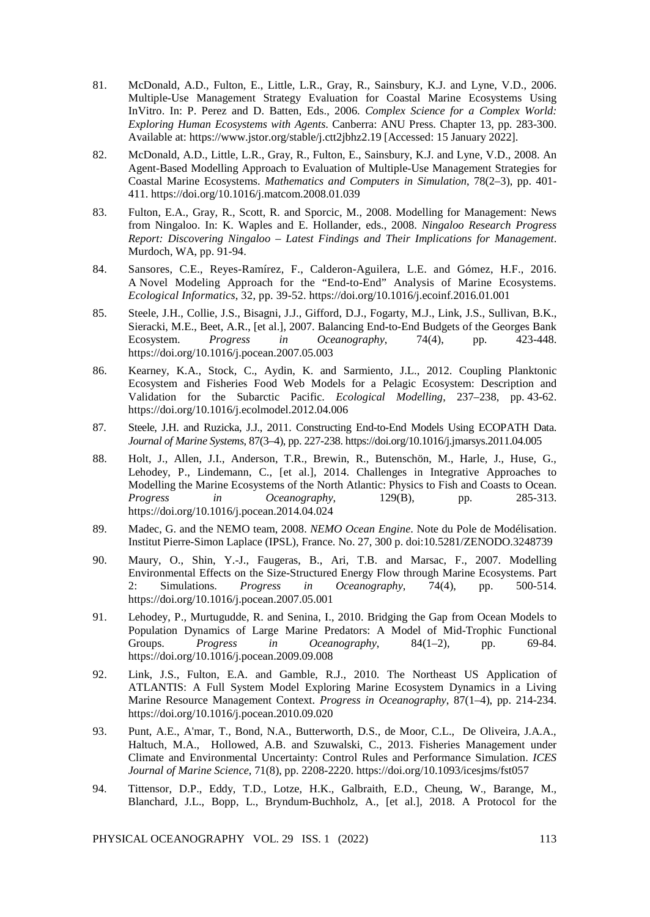81. McDonald, A.D., Fulton, E., Little, L.R., Gray, R., Sainsbury, K.J. and Lyne, V.D., 2006. Multiple-Use Management Strategy Evaluation for Coastal Marine Ecosystems Using InVitro. In: P. Perez and D. Batten, Eds., 2006. *Complex Science for a Complex World: Exploring Human Ecosystems with Agents*. Canberra: ANU Press. Chapter 13, pp. 283-300. Available at: https://www.jstor.org/stable/j.ctt2jbhz2.19 [Accessed: 15 January 2022].

82. McDonald, A.D., Little, L.R., Gray, R., Fulton, E., Sainsbury, K.J. and Lyne, V.D., 2008. An Agent-Based Modelling Approach to Evaluation of Multiple-Use Management Strategies for Coastal Marine Ecosystems. *Mathematics and Computers in Simulation*, 78(2–3), pp. 401-411. https://doi.org/10.1016/j.matcom.2008.01.039

83. Fulton, E.A., Gray, R., Scott, R. and Sporcic, M., 2008. Modelling for Management: News from Ningaloo. In: K. Waples and E. Hollander, eds., 2008. *Ningaloo Research Progress Report: Discovering Ningaloo – Latest Findings and Their Implications for Management*. Murdoch, WA, pp. 91-94.

84. Sansores, C.E., Reyes-Ramírez, F., Calderon-Aguilera, L.E. and Gómez, H.F., 2016. A Novel Modeling Approach for the "End-to-End" Analysis of Marine Ecosystems. *Ecological Informatics*, 32, pp. 39-52. https://doi.org/10.1016/j.ecoinf.2016.01.001

85. Steele, J.H., Collie, J.S., Bisagni, J.J., Gifford, D.J., Fogarty, M.J., Link, J.S., Sullivan, B.K., Sieracki, M.E., Beet, A.R., [et al.], 2007. Balancing End-to-End Budgets of the Georges Bank Ecosystem. *Progress in Oceanography*, 74(4), pp. 423-448. https://doi.org/10.1016/j.pocean.2007.05.003

86. Kearney, K.A., Stock, C., Aydin, K. and Sarmiento, J.L., 2012. Coupling Planktonic Ecosystem and Fisheries Food Web Models for a Pelagic Ecosystem: Description and Validation for the Subarctic Pacific. *Ecological Modelling*, 237–238, pp. 43-62. https://doi.org/10.1016/j.ecolmodel.2012.04.006

87. Steele, J.H. and Ruzicka, J.J., 2011. Constructing End-to-End Models Using ECOPATH Data. *Journal of Marine Systems*, 87(3–4), pp. 227-238. https://doi.org/10.1016/j.jmarsys.2011.04.005

88. Holt, J., Allen, J.I., Anderson, T.R., Brewin, R., Butenschön, M., Harle, J., Huse, G., Lehodey, P., Lindemann, C., [et al.], 2014. Challenges in Integrative Approaches to Modelling the Marine Ecosystems of the North Atlantic: Physics to Fish and Coasts to Ocean. *Progress in Oceanography*, 129(B), pp. 285-313. https://doi.org/10.1016/j.pocean.2014.04.024

89. Madec, G. and the NEMO team, 2008. *NEMO Ocean Engine*. Note du Pole de Modélisation. Institut Pierre-Simon Laplace (IPSL), France. No. 27, 300 p. doi:10.5281/ZENODO.3248739

90. Maury, O., Shin, Y.-J., Faugeras, B., Ari, T.B. and Marsac, F., 2007. Modelling Environmental Effects on the Size-Structured Energy Flow through Marine Ecosystems. Part 2: Simulations. *Progress in Oceanography*, 74(4), pp. 500-514. https://doi.org/10.1016/j.pocean.2007.05.001

91. Lehodey, P., Murtugudde, R. and Senina, I., 2010. Bridging the Gap from Ocean Models to Population Dynamics of Large Marine Predators: A Model of Mid-Trophic Functional Groups. *Progress in Oceanography*, 84(1–2), pp. 69-84. https://doi.org/10.1016/j.pocean.2009.09.008

92. Link, J.S., Fulton, E.A. and Gamble, R.J., 2010. The Northeast US Application of ATLANTIS: A Full System Model Exploring Marine Ecosystem Dynamics in a Living Marine Resource Management Context. *Progress in Oceanography*, 87(1–4), pp. 214-234. https://doi.org/10.1016/j.pocean.2010.09.020

93. Punt, A.E., A'mar, T., Bond, N.A., Butterworth, D.S., de Moor, C.L., De Oliveira, J.A.A., Haltuch, M.A., Hollowed, A.B. and Szuwalski, C., 2013. Fisheries Management under Climate and Environmental Uncertainty: Control Rules and Performance Simulation. *ICES Journal of Marine Science*, 71(8), pp. 2208-2220. https://doi.org/10.1093/icesjms/fst057

94. Tittensor, D.P., Eddy, T.D., Lotze, H.K., Galbraith, E.D., Cheung, W., Barange, M., Blanchard, J.L., Bopp, L., Bryndum-Buchholz, A., [et al.], 2018. A Protocol for the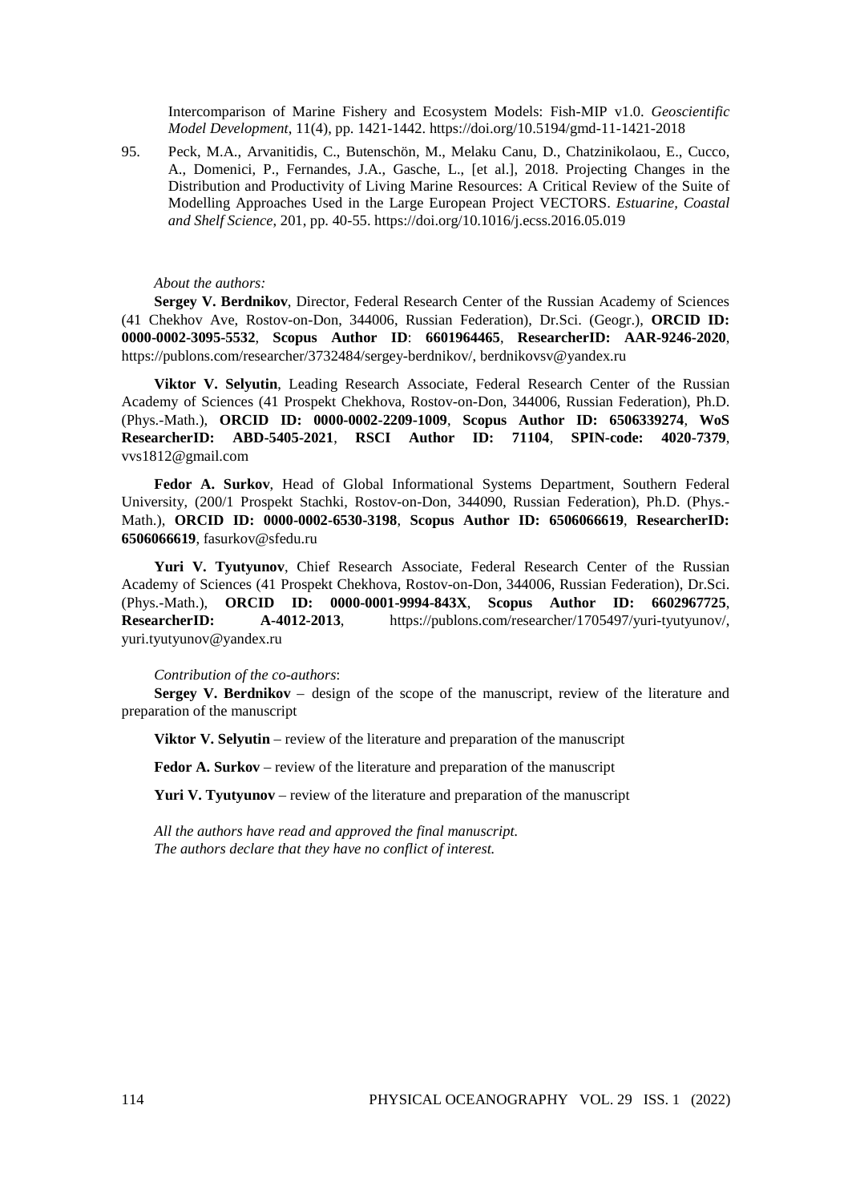Intercomparison of Marine Fishery and Ecosystem Models: Fish-MIP v1.0. *Geoscientific Model Development*, 11(4), pp. 1421-1442. https://doi.org/10.5194/gmd-11-1421-2018

95. Peck, M.A., Arvanitidis, C., Butenschön, M., Melaku Canu, D., Chatzinikolaou, E., Cucco, A., Domenici, P., Fernandes, J.A., Gasche, L., [et al.], 2018. Projecting Changes in the Distribution and Productivity of Living Marine Resources: A Critical Review of the Suite of Modelling Approaches Used in the Large European Project VECTORS. *Estuarine, Coastal and Shelf Science*, 201, pp. 40-55. https://doi.org/10.1016/j.ecss.2016.05.019

*About the authors:*

**Sergey V. Berdnikov**, Director, Federal Research Center of the Russian Academy of Sciences (41 Chekhov Ave, Rostov-on-Don, 344006, Russian Federation), Dr.Sci. (Geogr.), **ORCID ID: 0000-0002-3095-5532**, **Scopus Author ID**: **6601964465**, **ResearcherID: AAR-9246-2020**, https://publons.com/researcher/3732484/sergey-berdnikov/, berdnikovsv@yandex.ru

**Viktor V. Selyutin**, Leading Research Associate, Federal Research Center of the Russian Academy of Sciences (41 Prospekt Chekhova, Rostov-on-Don, 344006, Russian Federation), Ph.D. (Phys.-Math.), **ORCID ID: 0000-0002-2209-1009**, **Scopus Author ID: 6506339274**, **WoS ResearcherID: ABD-5405-2021**, **RSCI Author ID: 71104**, **SPIN-code: 4020-7379**, vvs1812@gmail.com

**Fedor A. Surkov**, Head of Global Informational Systems Department, Southern Federal University, (200/1 Prospekt Stachki, Rostov-on-Don, 344090, Russian Federation), Ph.D. (Phys.-Math.), **ORCID ID: 0000-0002-6530-3198**, **Scopus Author ID: 6506066619**, **ResearcherID: 6506066619**, fasurkov@sfedu.ru

**Yuri V. Tyutyunov**, Chief Research Associate, Federal Research Center of the Russian Academy of Sciences (41 Prospekt Chekhova, Rostov-on-Don, 344006, Russian Federation), Dr.Sci. (Phys.-Math.), **ORCID ID: 0000-0001-9994-843X**, **Scopus Author ID: 6602967725**, **ResearcherID: A-4012-2013**, https://publons.com/researcher/1705497/yuri-tyutyunov/, yuri.tyutyunov@yandex.ru

*Contribution of the co-authors*:

**Sergey V. Berdnikov** – design of the scope of the manuscript, review of the literature and preparation of the manuscript

**Viktor V. Selyutin** – review of the literature and preparation of the manuscript

**Fedor A. Surkov** – review of the literature and preparation of the manuscript

**Yuri V. Tyutyunov** – review of the literature and preparation of the manuscript

*All the authors have read and approved the final manuscript.*
*The authors declare that they have no conflict of interest.*